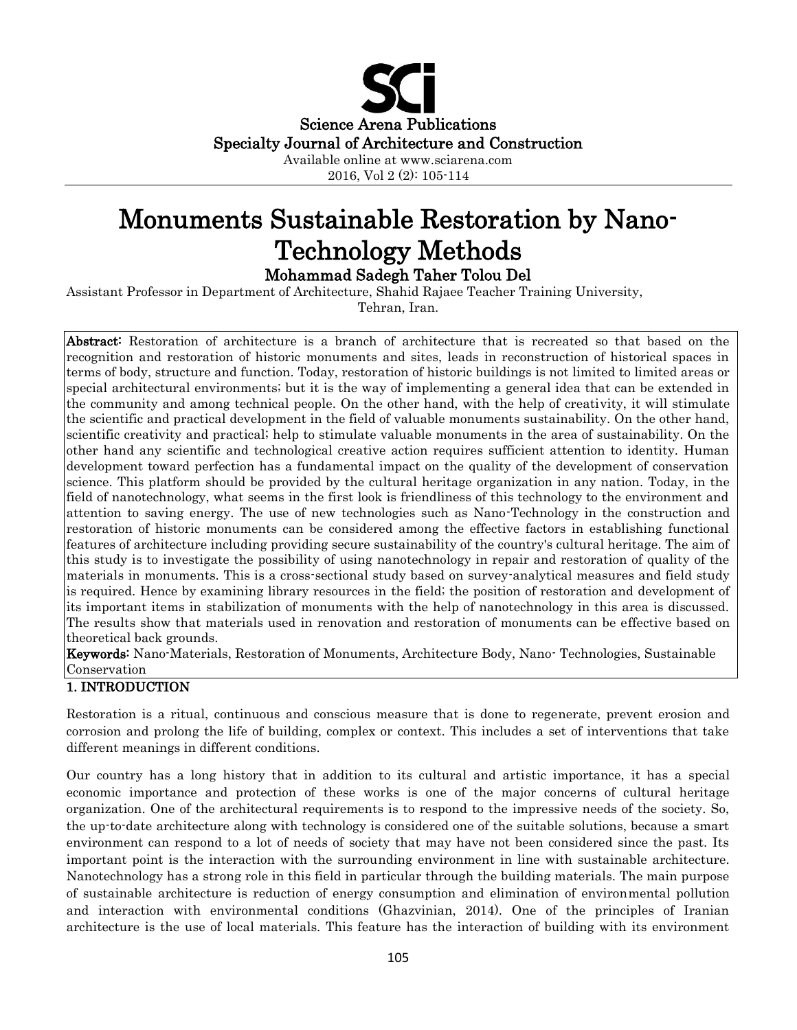Science Arena Publications
Specialty Journal of Architecture and Construction
Available online at www.sciarena.com
2016, Vol 2 (2): 105-114

# Monuments Sustainable Restoration by Nano-Technology Methods

**Mohammad Sadegh Taher Tolou Del**

Assistant Professor in Department of Architecture, Shahid Rajaee Teacher Training University, Tehran, Iran.

**Abstract:** Restoration of architecture is a branch of architecture that is recreated so that based on the recognition and restoration of historic monuments and sites, leads in reconstruction of historical spaces in terms of body, structure and function. Today, restoration of historic buildings is not limited to limited areas or special architectural environments; but it is the way of implementing a general idea that can be extended in the community and among technical people. On the other hand, with the help of creativity, it will stimulate the scientific and practical development in the field of valuable monuments sustainability. On the other hand, scientific creativity and practical; help to stimulate valuable monuments in the area of sustainability. On the other hand any scientific and technological creative action requires sufficient attention to identity. Human development toward perfection has a fundamental impact on the quality of the development of conservation science. This platform should be provided by the cultural heritage organization in any nation. Today, in the field of nanotechnology, what seems in the first look is friendliness of this technology to the environment and attention to saving energy. The use of new technologies such as Nano-Technology in the construction and restoration of historic monuments can be considered among the effective factors in establishing functional features of architecture including providing secure sustainability of the country's cultural heritage. The aim of this study is to investigate the possibility of using nanotechnology in repair and restoration of quality of the materials in monuments. This is a cross-sectional study based on survey-analytical measures and field study is required. Hence by examining library resources in the field; the position of restoration and development of its important items in stabilization of monuments with the help of nanotechnology in this area is discussed. The results show that materials used in renovation and restoration of monuments can be effective based on theoretical back grounds.

**Keywords:** Nano-Materials, Restoration of Monuments, Architecture Body, Nano- Technologies, Sustainable Conservation

## 1. INTRODUCTION

Restoration is a ritual, continuous and conscious measure that is done to regenerate, prevent erosion and corrosion and prolong the life of building, complex or context. This includes a set of interventions that take different meanings in different conditions.

Our country has a long history that in addition to its cultural and artistic importance, it has a special economic importance and protection of these works is one of the major concerns of cultural heritage organization. One of the architectural requirements is to respond to the impressive needs of the society. So, the up-to-date architecture along with technology is considered one of the suitable solutions, because a smart environment can respond to a lot of needs of society that may have not been considered since the past. Its important point is the interaction with the surrounding environment in line with sustainable architecture. Nanotechnology has a strong role in this field in particular through the building materials. The main purpose of sustainable architecture is reduction of energy consumption and elimination of environmental pollution and interaction with environmental conditions (Ghazvinian, 2014). One of the principles of Iranian architecture is the use of local materials. This feature has the interaction of building with its environment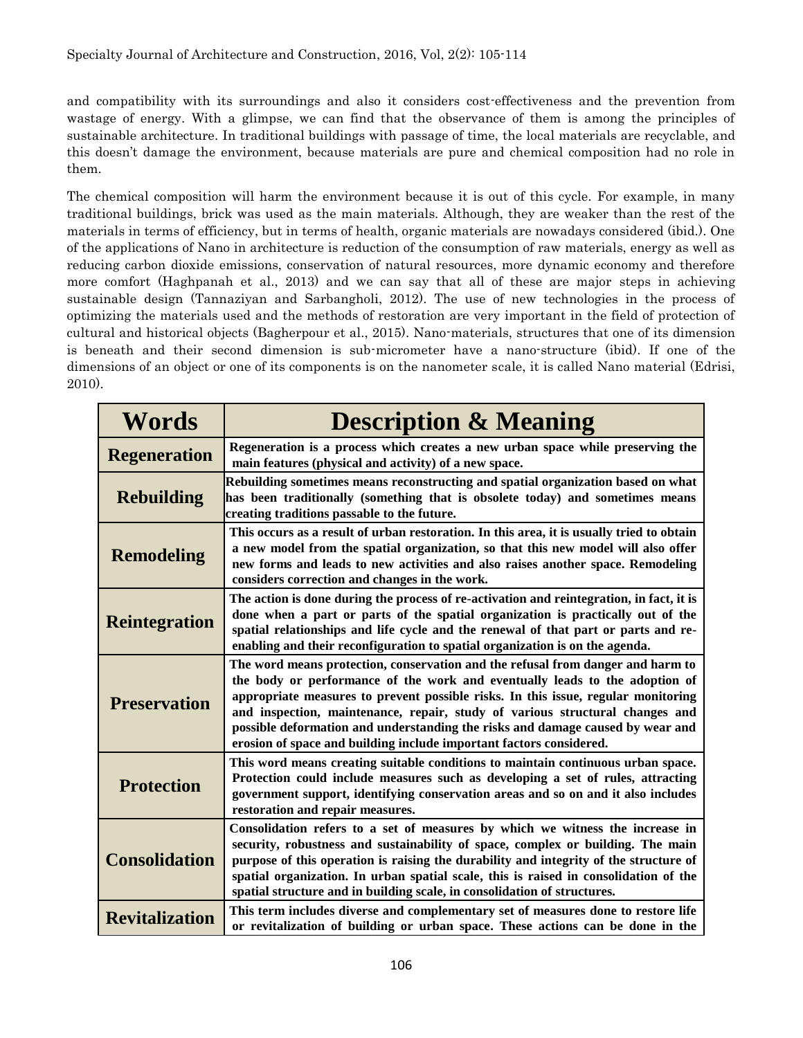and compatibility with its surroundings and also it considers cost-effectiveness and the prevention from wastage of energy. With a glimpse, we can find that the observance of them is among the principles of sustainable architecture. In traditional buildings with passage of time, the local materials are recyclable, and this doesn't damage the environment, because materials are pure and chemical composition had no role in them.

The chemical composition will harm the environment because it is out of this cycle. For example, in many traditional buildings, brick was used as the main materials. Although, they are weaker than the rest of the materials in terms of efficiency, but in terms of health, organic materials are nowadays considered (ibid.). One of the applications of Nano in architecture is reduction of the consumption of raw materials, energy as well as reducing carbon dioxide emissions, conservation of natural resources, more dynamic economy and therefore more comfort (Haghpanah et al., 2013) and we can say that all of these are major steps in achieving sustainable design (Tannaziyan and Sarbangholi, 2012). The use of new technologies in the process of optimizing the materials used and the methods of restoration are very important in the field of protection of cultural and historical objects (Bagherpour et al., 2015). Nano-materials, structures that one of its dimension is beneath and their second dimension is sub-micrometer have a nano-structure (ibid). If one of the dimensions of an object or one of its components is on the nanometer scale, it is called Nano material (Edrisi, 2010).

| Words | Description & Meaning |
|---|---|
| Regeneration | Regeneration is a process which creates a new urban space while preserving the main features (physical and activity) of a new space. |
| Rebuilding | Rebuilding sometimes means reconstructing and spatial organization based on what has been traditionally (something that is obsolete today) and sometimes means creating traditions passable to the future. |
| Remodeling | This occurs as a result of urban restoration. In this area, it is usually tried to obtain a new model from the spatial organization, so that this new model will also offer new forms and leads to new activities and also raises another space. Remodeling considers correction and changes in the work. |
| Reintegration | The action is done during the process of re-activation and reintegration, in fact, it is done when a part or parts of the spatial organization is practically out of the spatial relationships and life cycle and the renewal of that part or parts and re-enabling and their reconfiguration to spatial organization is on the agenda. |
| Preservation | The word means protection, conservation and the refusal from danger and harm to the body or performance of the work and eventually leads to the adoption of appropriate measures to prevent possible risks. In this issue, regular monitoring and inspection, maintenance, repair, study of various structural changes and possible deformation and understanding the risks and damage caused by wear and erosion of space and building include important factors considered. |
| Protection | This word means creating suitable conditions to maintain continuous urban space. Protection could include measures such as developing a set of rules, attracting government support, identifying conservation areas and so on and it also includes restoration and repair measures. |
| Consolidation | Consolidation refers to a set of measures by which we witness the increase in security, robustness and sustainability of space, complex or building. The main purpose of this operation is raising the durability and integrity of the structure of spatial organization. In urban spatial scale, this is raised in consolidation of the spatial structure and in building scale, in consolidation of structures. |
| Revitalization | This term includes diverse and complementary set of measures done to restore life or revitalization of building or urban space. These actions can be done in the |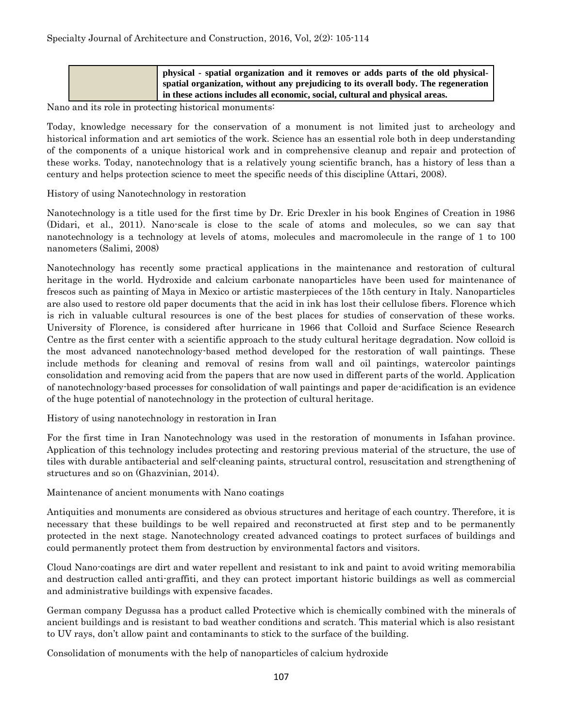| | **physical - spatial organization and it removes or adds parts of the old physical-spatial organization, without any prejudicing to its overall body. The regeneration in these actions includes all economic, social, cultural and physical areas.** |
|---|---|

Nano and its role in protecting historical monuments:

Today, knowledge necessary for the conservation of a monument is not limited just to archeology and historical information and art semiotics of the work. Science has an essential role both in deep understanding of the components of a unique historical work and in comprehensive cleanup and repair and protection of these works. Today, nanotechnology that is a relatively young scientific branch, has a history of less than a century and helps protection science to meet the specific needs of this discipline (Attari, 2008).

History of using Nanotechnology in restoration

Nanotechnology is a title used for the first time by Dr. Eric Drexler in his book Engines of Creation in 1986 (Didari, et al., 2011). Nano-scale is close to the scale of atoms and molecules, so we can say that nanotechnology is a technology at levels of atoms, molecules and macromolecule in the range of 1 to 100 nanometers (Salimi, 2008)

Nanotechnology has recently some practical applications in the maintenance and restoration of cultural heritage in the world. Hydroxide and calcium carbonate nanoparticles have been used for maintenance of frescos such as painting of Maya in Mexico or artistic masterpieces of the 15th century in Italy. Nanoparticles are also used to restore old paper documents that the acid in ink has lost their cellulose fibers. Florence which is rich in valuable cultural resources is one of the best places for studies of conservation of these works. University of Florence, is considered after hurricane in 1966 that Colloid and Surface Science Research Centre as the first center with a scientific approach to the study cultural heritage degradation. Now colloid is the most advanced nanotechnology-based method developed for the restoration of wall paintings. These include methods for cleaning and removal of resins from wall and oil paintings, watercolor paintings consolidation and removing acid from the papers that are now used in different parts of the world. Application of nanotechnology-based processes for consolidation of wall paintings and paper de-acidification is an evidence of the huge potential of nanotechnology in the protection of cultural heritage.

History of using nanotechnology in restoration in Iran

For the first time in Iran Nanotechnology was used in the restoration of monuments in Isfahan province. Application of this technology includes protecting and restoring previous material of the structure, the use of tiles with durable antibacterial and self-cleaning paints, structural control, resuscitation and strengthening of structures and so on (Ghazvinian, 2014).

Maintenance of ancient monuments with Nano coatings

Antiquities and monuments are considered as obvious structures and heritage of each country. Therefore, it is necessary that these buildings to be well repaired and reconstructed at first step and to be permanently protected in the next stage. Nanotechnology created advanced coatings to protect surfaces of buildings and could permanently protect them from destruction by environmental factors and visitors.

Cloud Nano-coatings are dirt and water repellent and resistant to ink and paint to avoid writing memorabilia and destruction called anti-graffiti, and they can protect important historic buildings as well as commercial and administrative buildings with expensive facades.

German company Degussa has a product called Protective which is chemically combined with the minerals of ancient buildings and is resistant to bad weather conditions and scratch. This material which is also resistant to UV rays, don't allow paint and contaminants to stick to the surface of the building.

Consolidation of monuments with the help of nanoparticles of calcium hydroxide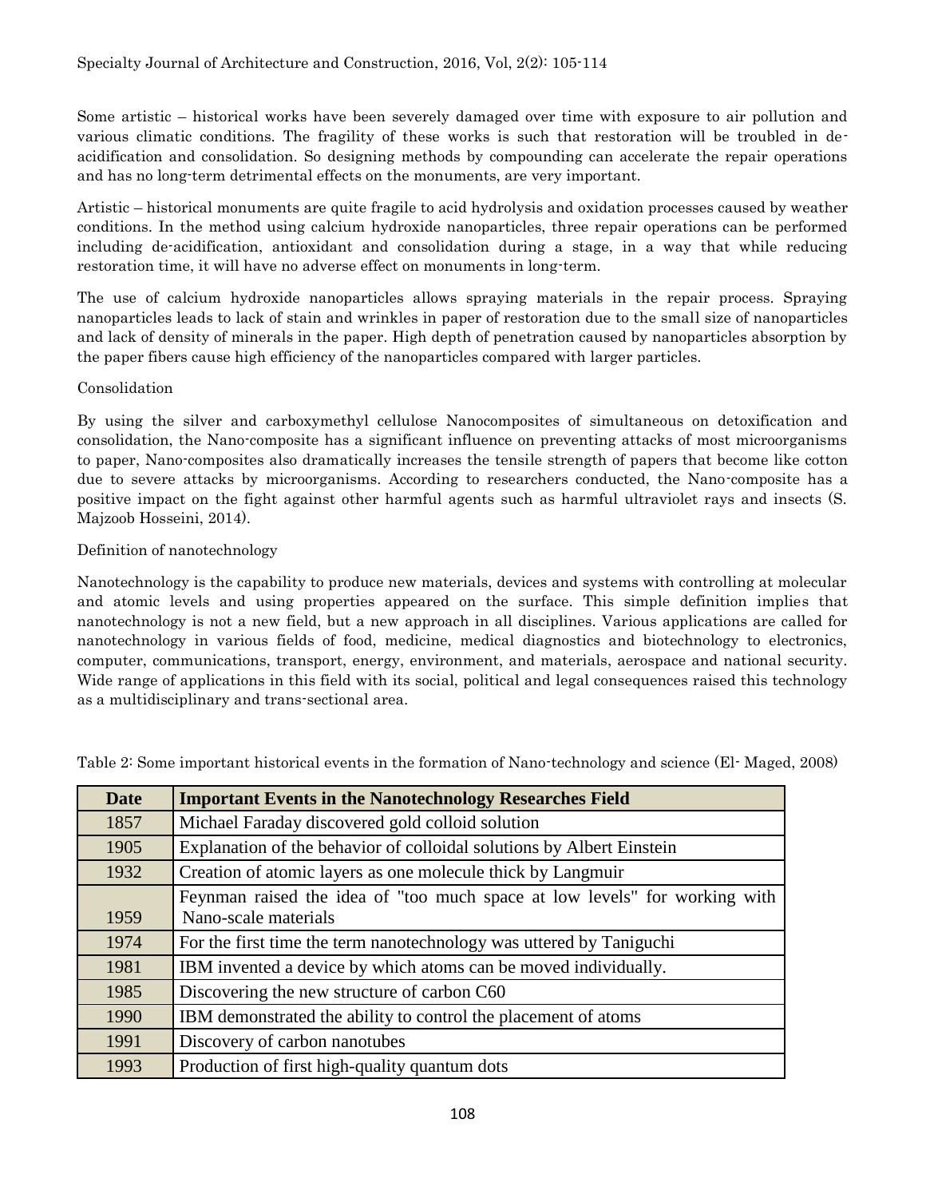Some artistic – historical works have been severely damaged over time with exposure to air pollution and various climatic conditions. The fragility of these works is such that restoration will be troubled in de-acidification and consolidation. So designing methods by compounding can accelerate the repair operations and has no long-term detrimental effects on the monuments, are very important.

Artistic – historical monuments are quite fragile to acid hydrolysis and oxidation processes caused by weather conditions. In the method using calcium hydroxide nanoparticles, three repair operations can be performed including de-acidification, antioxidant and consolidation during a stage, in a way that while reducing restoration time, it will have no adverse effect on monuments in long-term.

The use of calcium hydroxide nanoparticles allows spraying materials in the repair process. Spraying nanoparticles leads to lack of stain and wrinkles in paper of restoration due to the small size of nanoparticles and lack of density of minerals in the paper. High depth of penetration caused by nanoparticles absorption by the paper fibers cause high efficiency of the nanoparticles compared with larger particles.

Consolidation

By using the silver and carboxymethyl cellulose Nanocomposites of simultaneous on detoxification and consolidation, the Nano-composite has a significant influence on preventing attacks of most microorganisms to paper, Nano-composites also dramatically increases the tensile strength of papers that become like cotton due to severe attacks by microorganisms. According to researchers conducted, the Nano-composite has a positive impact on the fight against other harmful agents such as harmful ultraviolet rays and insects (S. Majzoob Hosseini, 2014).

Definition of nanotechnology

Nanotechnology is the capability to produce new materials, devices and systems with controlling at molecular and atomic levels and using properties appeared on the surface. This simple definition implies that nanotechnology is not a new field, but a new approach in all disciplines. Various applications are called for nanotechnology in various fields of food, medicine, medical diagnostics and biotechnology to electronics, computer, communications, transport, energy, environment, and materials, aerospace and national security. Wide range of applications in this field with its social, political and legal consequences raised this technology as a multidisciplinary and trans-sectional area.

Table 2: Some important historical events in the formation of Nano-technology and science (El- Maged, 2008)

| Date | Important Events in the Nanotechnology Researches Field |
|---|---|
| 1857 | Michael Faraday discovered gold colloid solution |
| 1905 | Explanation of the behavior of colloidal solutions by Albert Einstein |
| 1932 | Creation of atomic layers as one molecule thick by Langmuir |
| 1959 | Feynman raised the idea of "too much space at low levels" for working with Nano-scale materials |
| 1974 | For the first time the term nanotechnology was uttered by Taniguchi |
| 1981 | IBM invented a device by which atoms can be moved individually. |
| 1985 | Discovering the new structure of carbon C60 |
| 1990 | IBM demonstrated the ability to control the placement of atoms |
| 1991 | Discovery of carbon nanotubes |
| 1993 | Production of first high-quality quantum dots |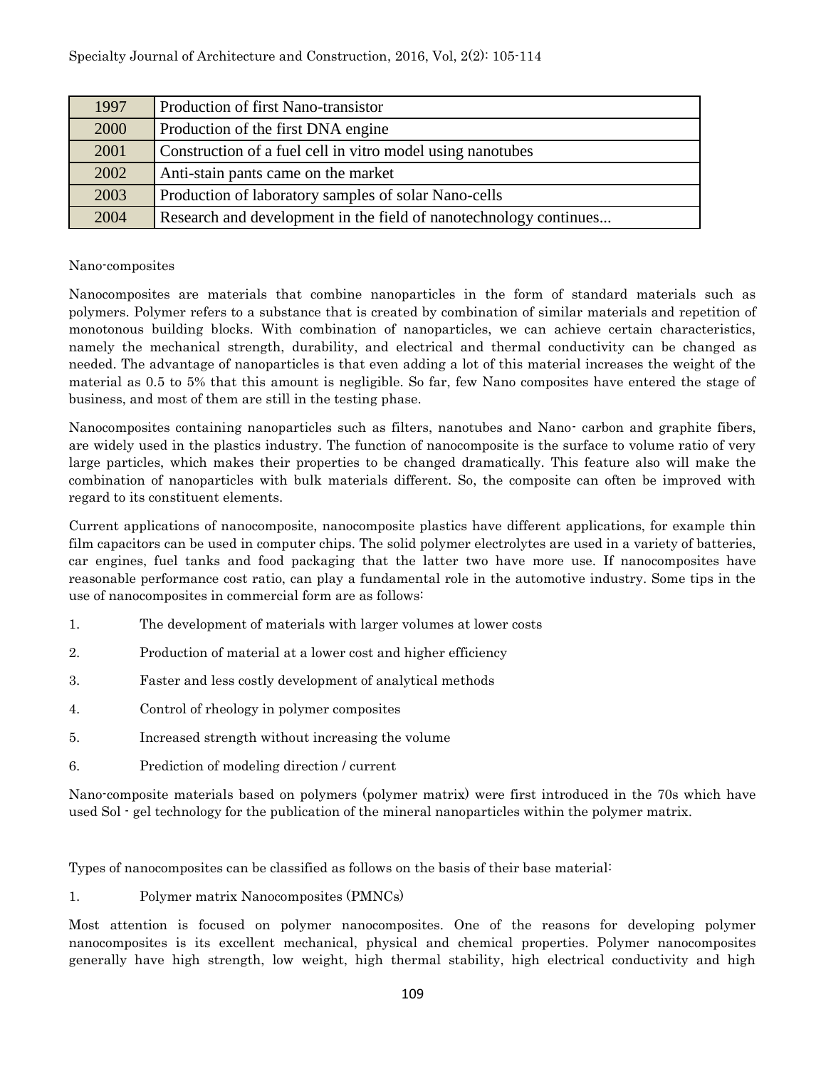| 1997 | Production of first Nano-transistor |
|---|---|
| 2000 | Production of the first DNA engine |
| 2001 | Construction of a fuel cell in vitro model using nanotubes |
| 2002 | Anti-stain pants came on the market |
| 2003 | Production of laboratory samples of solar Nano-cells |
| 2004 | Research and development in the field of nanotechnology continues... |

Nano-composites

Nanocomposites are materials that combine nanoparticles in the form of standard materials such as polymers. Polymer refers to a substance that is created by combination of similar materials and repetition of monotonous building blocks. With combination of nanoparticles, we can achieve certain characteristics, namely the mechanical strength, durability, and electrical and thermal conductivity can be changed as needed. The advantage of nanoparticles is that even adding a lot of this material increases the weight of the material as 0.5 to 5% that this amount is negligible. So far, few Nano composites have entered the stage of business, and most of them are still in the testing phase.

Nanocomposites containing nanoparticles such as filters, nanotubes and Nano- carbon and graphite fibers, are widely used in the plastics industry. The function of nanocomposite is the surface to volume ratio of very large particles, which makes their properties to be changed dramatically. This feature also will make the combination of nanoparticles with bulk materials different. So, the composite can often be improved with regard to its constituent elements.

Current applications of nanocomposite, nanocomposite plastics have different applications, for example thin film capacitors can be used in computer chips. The solid polymer electrolytes are used in a variety of batteries, car engines, fuel tanks and food packaging that the latter two have more use. If nanocomposites have reasonable performance cost ratio, can play a fundamental role in the automotive industry. Some tips in the use of nanocomposites in commercial form are as follows:

1. The development of materials with larger volumes at lower costs
2. Production of material at a lower cost and higher efficiency
3. Faster and less costly development of analytical methods
4. Control of rheology in polymer composites
5. Increased strength without increasing the volume
6. Prediction of modeling direction / current

Nano-composite materials based on polymers (polymer matrix) were first introduced in the 70s which have used Sol - gel technology for the publication of the mineral nanoparticles within the polymer matrix.

Types of nanocomposites can be classified as follows on the basis of their base material:

1. Polymer matrix Nanocomposites (PMNCs)

Most attention is focused on polymer nanocomposites. One of the reasons for developing polymer nanocomposites is its excellent mechanical, physical and chemical properties. Polymer nanocomposites generally have high strength, low weight, high thermal stability, high electrical conductivity and high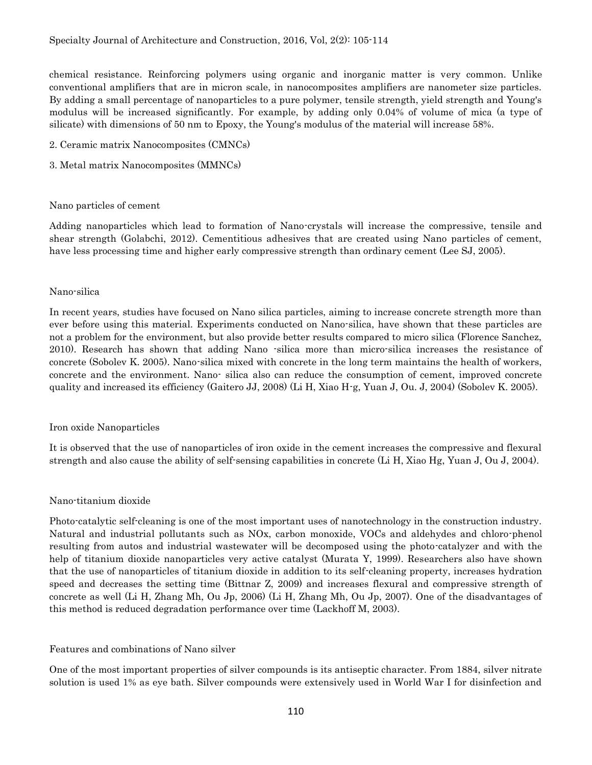chemical resistance. Reinforcing polymers using organic and inorganic matter is very common. Unlike conventional amplifiers that are in micron scale, in nanocomposites amplifiers are nanometer size particles. By adding a small percentage of nanoparticles to a pure polymer, tensile strength, yield strength and Young's modulus will be increased significantly. For example, by adding only 0.04% of volume of mica (a type of silicate) with dimensions of 50 nm to Epoxy, the Young's modulus of the material will increase 58%.

2. Ceramic matrix Nanocomposites (CMNCs)

3. Metal matrix Nanocomposites (MMNCs)

### Nano particles of cement

Adding nanoparticles which lead to formation of Nano-crystals will increase the compressive, tensile and shear strength (Golabchi, 2012). Cementitious adhesives that are created using Nano particles of cement, have less processing time and higher early compressive strength than ordinary cement (Lee SJ, 2005).

### Nano-silica

In recent years, studies have focused on Nano silica particles, aiming to increase concrete strength more than ever before using this material. Experiments conducted on Nano-silica, have shown that these particles are not a problem for the environment, but also provide better results compared to micro silica (Florence Sanchez, 2010). Research has shown that adding Nano -silica more than micro-silica increases the resistance of concrete (Sobolev K. 2005). Nano-silica mixed with concrete in the long term maintains the health of workers, concrete and the environment. Nano- silica also can reduce the consumption of cement, improved concrete quality and increased its efficiency (Gaitero JJ, 2008) (Li H, Xiao H-g, Yuan J, Ou. J, 2004) (Sobolev K. 2005).

### Iron oxide Nanoparticles

It is observed that the use of nanoparticles of iron oxide in the cement increases the compressive and flexural strength and also cause the ability of self-sensing capabilities in concrete (Li H, Xiao Hg, Yuan J, Ou J, 2004).

### Nano-titanium dioxide

Photo-catalytic self-cleaning is one of the most important uses of nanotechnology in the construction industry. Natural and industrial pollutants such as NOx, carbon monoxide, VOCs and aldehydes and chloro-phenol resulting from autos and industrial wastewater will be decomposed using the photo-catalyzer and with the help of titanium dioxide nanoparticles very active catalyst (Murata Y, 1999). Researchers also have shown that the use of nanoparticles of titanium dioxide in addition to its self-cleaning property, increases hydration speed and decreases the setting time (Bittnar Z, 2009) and increases flexural and compressive strength of concrete as well (Li H, Zhang Mh, Ou Jp, 2006) (Li H, Zhang Mh, Ou Jp, 2007). One of the disadvantages of this method is reduced degradation performance over time (Lackhoff M, 2003).

### Features and combinations of Nano silver

One of the most important properties of silver compounds is its antiseptic character. From 1884, silver nitrate solution is used 1% as eye bath. Silver compounds were extensively used in World War I for disinfection and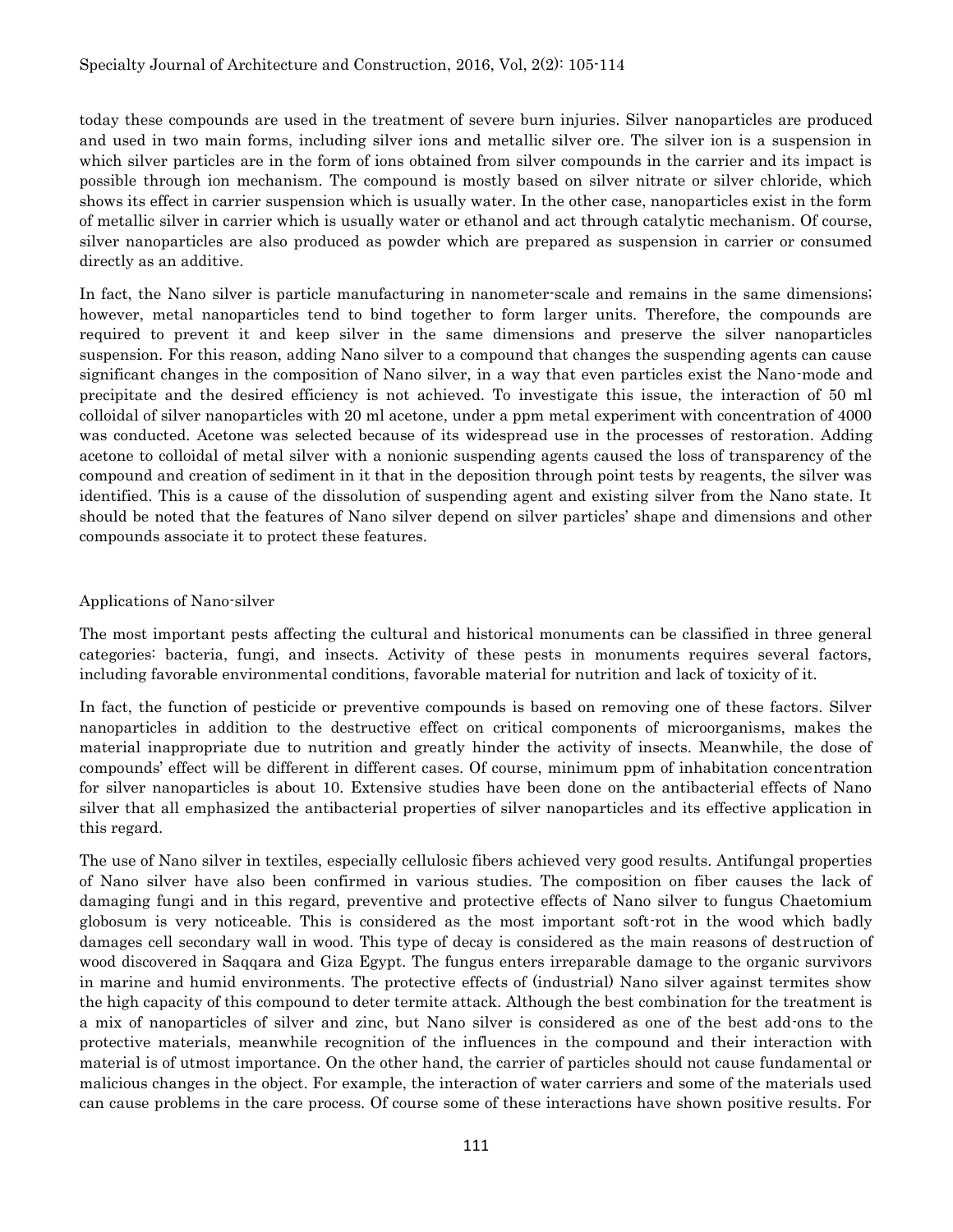today these compounds are used in the treatment of severe burn injuries. Silver nanoparticles are produced and used in two main forms, including silver ions and metallic silver ore. The silver ion is a suspension in which silver particles are in the form of ions obtained from silver compounds in the carrier and its impact is possible through ion mechanism. The compound is mostly based on silver nitrate or silver chloride, which shows its effect in carrier suspension which is usually water. In the other case, nanoparticles exist in the form of metallic silver in carrier which is usually water or ethanol and act through catalytic mechanism. Of course, silver nanoparticles are also produced as powder which are prepared as suspension in carrier or consumed directly as an additive.

In fact, the Nano silver is particle manufacturing in nanometer-scale and remains in the same dimensions; however, metal nanoparticles tend to bind together to form larger units. Therefore, the compounds are required to prevent it and keep silver in the same dimensions and preserve the silver nanoparticles suspension. For this reason, adding Nano silver to a compound that changes the suspending agents can cause significant changes in the composition of Nano silver, in a way that even particles exist the Nano-mode and precipitate and the desired efficiency is not achieved. To investigate this issue, the interaction of 50 ml colloidal of silver nanoparticles with 20 ml acetone, under a ppm metal experiment with concentration of 4000 was conducted. Acetone was selected because of its widespread use in the processes of restoration. Adding acetone to colloidal of metal silver with a nonionic suspending agents caused the loss of transparency of the compound and creation of sediment in it that in the deposition through point tests by reagents, the silver was identified. This is a cause of the dissolution of suspending agent and existing silver from the Nano state. It should be noted that the features of Nano silver depend on silver particles' shape and dimensions and other compounds associate it to protect these features.

## Applications of Nano-silver

The most important pests affecting the cultural and historical monuments can be classified in three general categories: bacteria, fungi, and insects. Activity of these pests in monuments requires several factors, including favorable environmental conditions, favorable material for nutrition and lack of toxicity of it.

In fact, the function of pesticide or preventive compounds is based on removing one of these factors. Silver nanoparticles in addition to the destructive effect on critical components of microorganisms, makes the material inappropriate due to nutrition and greatly hinder the activity of insects. Meanwhile, the dose of compounds' effect will be different in different cases. Of course, minimum ppm of inhabitation concentration for silver nanoparticles is about 10. Extensive studies have been done on the antibacterial effects of Nano silver that all emphasized the antibacterial properties of silver nanoparticles and its effective application in this regard.

The use of Nano silver in textiles, especially cellulosic fibers achieved very good results. Antifungal properties of Nano silver have also been confirmed in various studies. The composition on fiber causes the lack of damaging fungi and in this regard, preventive and protective effects of Nano silver to fungus Chaetomium globosum is very noticeable. This is considered as the most important soft-rot in the wood which badly damages cell secondary wall in wood. This type of decay is considered as the main reasons of destruction of wood discovered in Saqqara and Giza Egypt. The fungus enters irreparable damage to the organic survivors in marine and humid environments. The protective effects of (industrial) Nano silver against termites show the high capacity of this compound to deter termite attack. Although the best combination for the treatment is a mix of nanoparticles of silver and zinc, but Nano silver is considered as one of the best add-ons to the protective materials, meanwhile recognition of the influences in the compound and their interaction with material is of utmost importance. On the other hand, the carrier of particles should not cause fundamental or malicious changes in the object. For example, the interaction of water carriers and some of the materials used can cause problems in the care process. Of course some of these interactions have shown positive results. For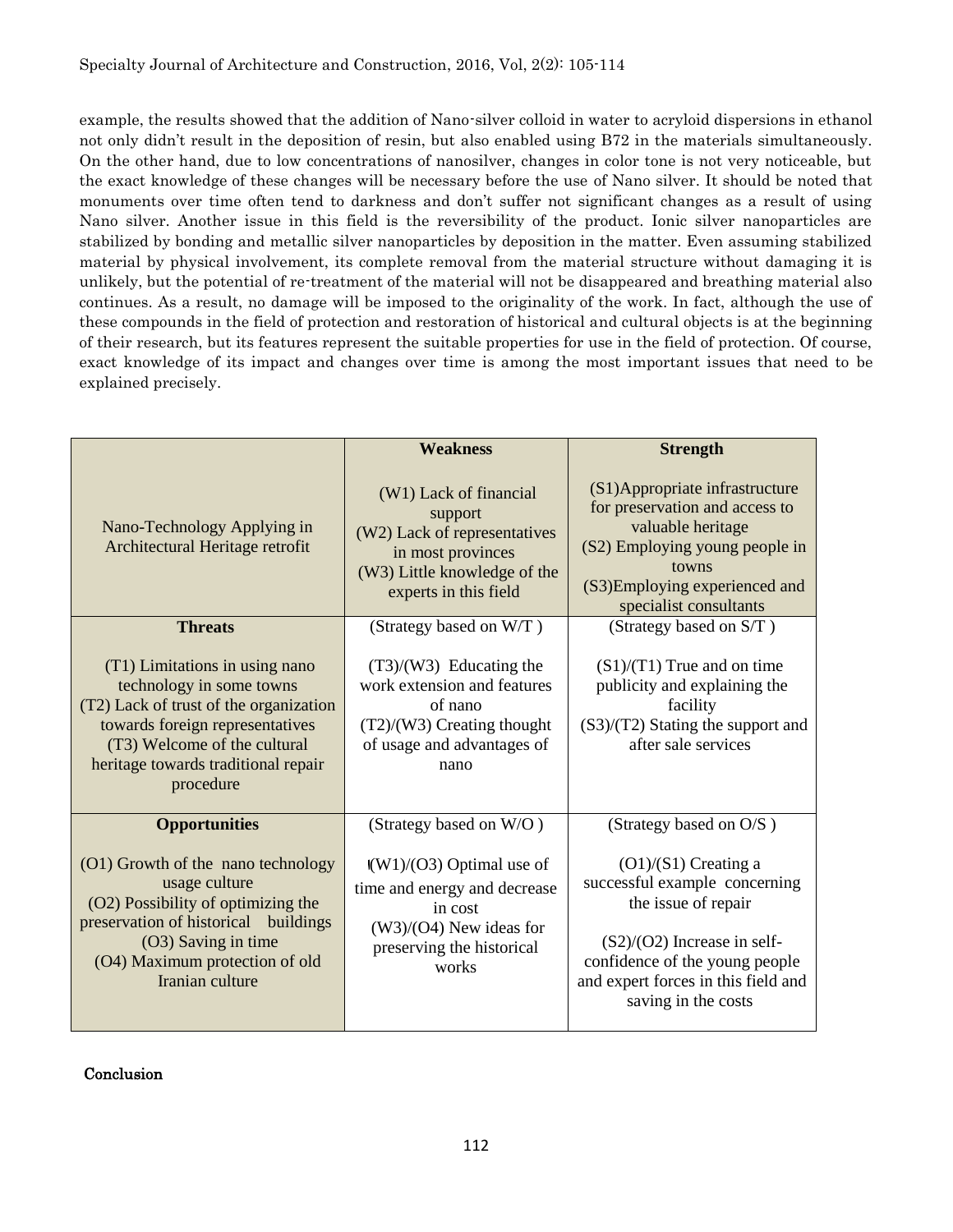example, the results showed that the addition of Nano-silver colloid in water to acryloid dispersions in ethanol not only didn't result in the deposition of resin, but also enabled using B72 in the materials simultaneously. On the other hand, due to low concentrations of nanosilver, changes in color tone is not very noticeable, but the exact knowledge of these changes will be necessary before the use of Nano silver. It should be noted that monuments over time often tend to darkness and don't suffer not significant changes as a result of using Nano silver. Another issue in this field is the reversibility of the product. Ionic silver nanoparticles are stabilized by bonding and metallic silver nanoparticles by deposition in the matter. Even assuming stabilized material by physical involvement, its complete removal from the material structure without damaging it is unlikely, but the potential of re-treatment of the material will not be disappeared and breathing material also continues. As a result, no damage will be imposed to the originality of the work. In fact, although the use of these compounds in the field of protection and restoration of historical and cultural objects is at the beginning of their research, but its features represent the suitable properties for use in the field of protection. Of course, exact knowledge of its impact and changes over time is among the most important issues that need to be explained precisely.

| Nano-Technology Applying in Architectural Heritage retrofit | **Weakness**<br>(W1) Lack of financial support<br>(W2) Lack of representatives in most provinces<br>(W3) Little knowledge of the experts in this field | **Strength**<br>(S1)Appropriate infrastructure for preservation and access to valuable heritage<br>(S2) Employing young people in towns<br>(S3)Employing experienced and specialist consultants |
|---|---|---|
| **Threats**<br>(T1) Limitations in using nano technology in some towns<br>(T2) Lack of trust of the organization towards foreign representatives<br>(T3) Welcome of the cultural heritage towards traditional repair procedure | (Strategy based on W/T )<br>(T3)/(W3) Educating the work extension and features of nano<br>(T2)/(W3) Creating thought of usage and advantages of nano | (Strategy based on S/T )<br>(S1)/(T1) True and on time publicity and explaining the facility<br>(S3)/(T2) Stating the support and after sale services |
| **Opportunities**<br>(O1) Growth of the nano technology usage culture<br>(O2) Possibility of optimizing the preservation of historical buildings<br>(O3) Saving in time<br>(O4) Maximum protection of old Iranian culture | (Strategy based on W/O )<br>(W1)/(O3) Optimal use of time and energy and decrease in cost<br>(W3)/(O4) New ideas for preserving the historical works | (Strategy based on O/S )<br>(O1)/(S1) Creating a successful example concerning the issue of repair<br>(S2)/(O2) Increase in self-confidence of the young people and expert forces in this field and saving in the costs |

## Conclusion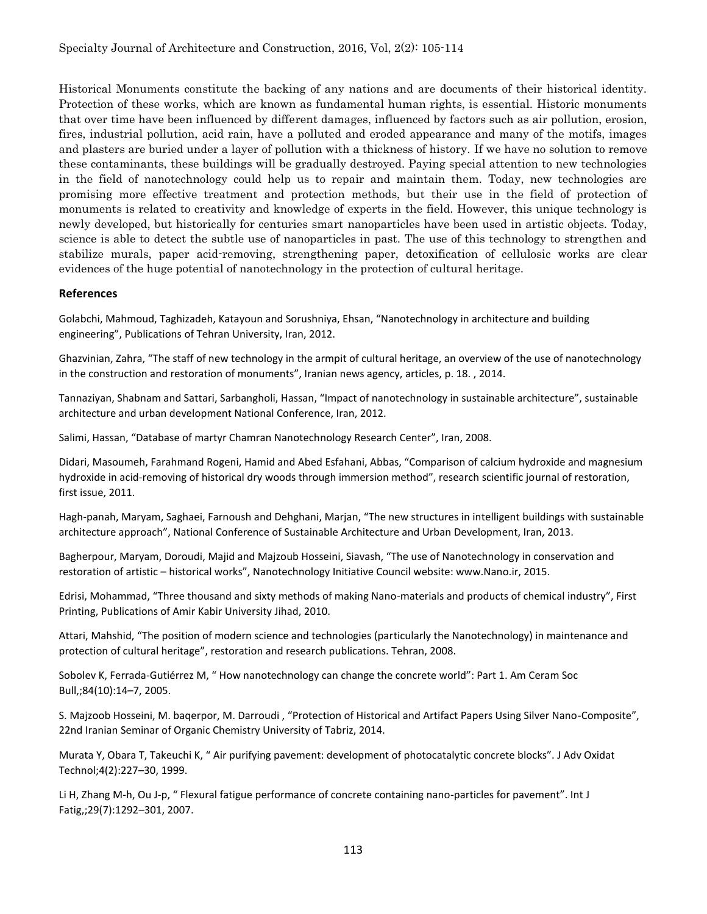Historical Monuments constitute the backing of any nations and are documents of their historical identity. Protection of these works, which are known as fundamental human rights, is essential. Historic monuments that over time have been influenced by different damages, influenced by factors such as air pollution, erosion, fires, industrial pollution, acid rain, have a polluted and eroded appearance and many of the motifs, images and plasters are buried under a layer of pollution with a thickness of history. If we have no solution to remove these contaminants, these buildings will be gradually destroyed. Paying special attention to new technologies in the field of nanotechnology could help us to repair and maintain them. Today, new technologies are promising more effective treatment and protection methods, but their use in the field of protection of monuments is related to creativity and knowledge of experts in the field. However, this unique technology is newly developed, but historically for centuries smart nanoparticles have been used in artistic objects. Today, science is able to detect the subtle use of nanoparticles in past. The use of this technology to strengthen and stabilize murals, paper acid-removing, strengthening paper, detoxification of cellulosic works are clear evidences of the huge potential of nanotechnology in the protection of cultural heritage.

## References

Golabchi, Mahmoud, Taghizadeh, Katayoun and Sorushniya, Ehsan, "Nanotechnology in architecture and building engineering", Publications of Tehran University, Iran, 2012.

Ghazvinian, Zahra, "The staff of new technology in the armpit of cultural heritage, an overview of the use of nanotechnology in the construction and restoration of monuments", Iranian news agency, articles, p. 18. , 2014.

Tannaziyan, Shabnam and Sattari, Sarbangholi, Hassan, "Impact of nanotechnology in sustainable architecture", sustainable architecture and urban development National Conference, Iran, 2012.

Salimi, Hassan, "Database of martyr Chamran Nanotechnology Research Center", Iran, 2008.

Didari, Masoumeh, Farahmand Rogeni, Hamid and Abed Esfahani, Abbas, "Comparison of calcium hydroxide and magnesium hydroxide in acid-removing of historical dry woods through immersion method", research scientific journal of restoration, first issue, 2011.

Hagh-panah, Maryam, Saghaei, Farnoush and Dehghani, Marjan, "The new structures in intelligent buildings with sustainable architecture approach", National Conference of Sustainable Architecture and Urban Development, Iran, 2013.

Bagherpour, Maryam, Doroudi, Majid and Majzoub Hosseini, Siavash, "The use of Nanotechnology in conservation and restoration of artistic – historical works", Nanotechnology Initiative Council website: www.Nano.ir, 2015.

Edrisi, Mohammad, "Three thousand and sixty methods of making Nano-materials and products of chemical industry", First Printing, Publications of Amir Kabir University Jihad, 2010.

Attari, Mahshid, "The position of modern science and technologies (particularly the Nanotechnology) in maintenance and protection of cultural heritage", restoration and research publications. Tehran, 2008.

Sobolev K, Ferrada-Gutiérrez M, " How nanotechnology can change the concrete world": Part 1. Am Ceram Soc Bull,;84(10):14–7, 2005.

S. Majzoob Hosseini, M. baqerpor, M. Darroudi , "Protection of Historical and Artifact Papers Using Silver Nano-Composite", 22nd Iranian Seminar of Organic Chemistry University of Tabriz, 2014.

Murata Y, Obara T, Takeuchi K, " Air purifying pavement: development of photocatalytic concrete blocks". J Adv Oxidat Technol;4(2):227–30, 1999.

Li H, Zhang M-h, Ou J-p, " Flexural fatigue performance of concrete containing nano-particles for pavement". Int J Fatig,;29(7):1292–301, 2007.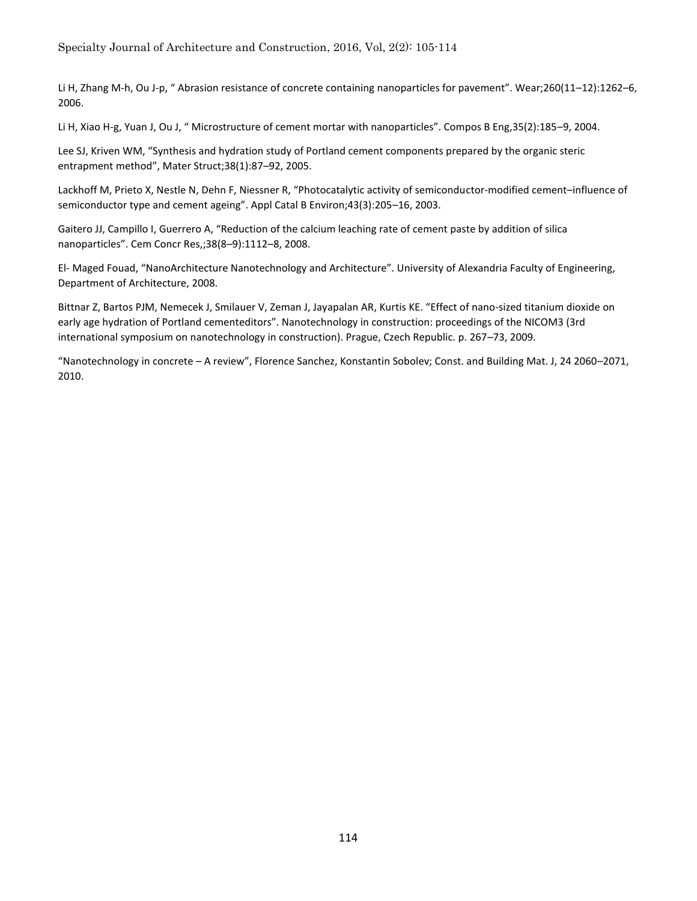Li H, Zhang M-h, Ou J-p, " Abrasion resistance of concrete containing nanoparticles for pavement". Wear;260(11–12):1262–6, 2006.

Li H, Xiao H-g, Yuan J, Ou J, " Microstructure of cement mortar with nanoparticles". Compos B Eng,35(2):185–9, 2004.

Lee SJ, Kriven WM, "Synthesis and hydration study of Portland cement components prepared by the organic steric entrapment method", Mater Struct;38(1):87–92, 2005.

Lackhoff M, Prieto X, Nestle N, Dehn F, Niessner R, "Photocatalytic activity of semiconductor-modified cement–influence of semiconductor type and cement ageing". Appl Catal B Environ;43(3):205–16, 2003.

Gaitero JJ, Campillo I, Guerrero A, "Reduction of the calcium leaching rate of cement paste by addition of silica nanoparticles". Cem Concr Res,;38(8–9):1112–8, 2008.

El- Maged Fouad, "NanoArchitecture Nanotechnology and Architecture". University of Alexandria Faculty of Engineering, Department of Architecture, 2008.

Bittnar Z, Bartos PJM, Nemecek J, Smilauer V, Zeman J, Jayapalan AR, Kurtis KE. "Effect of nano-sized titanium dioxide on early age hydration of Portland cementeditors". Nanotechnology in construction: proceedings of the NICOM3 (3rd international symposium on nanotechnology in construction). Prague, Czech Republic. p. 267–73, 2009.

"Nanotechnology in concrete – A review", Florence Sanchez, Konstantin Sobolev; Const. and Building Mat. J, 24 2060–2071, 2010.